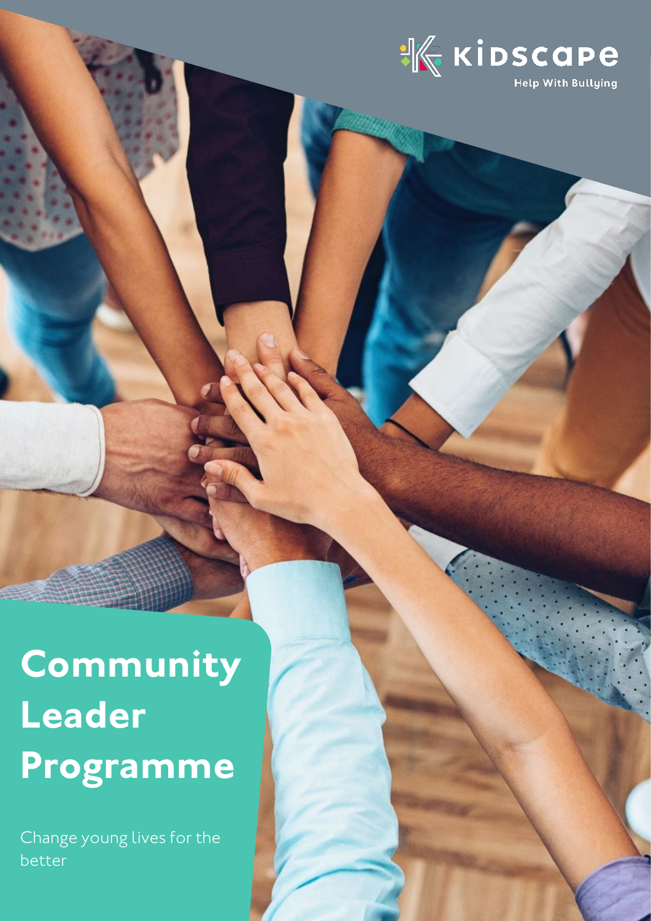Kidscape

Help With Bullying

# Community Leader Programme

Change young lives for the better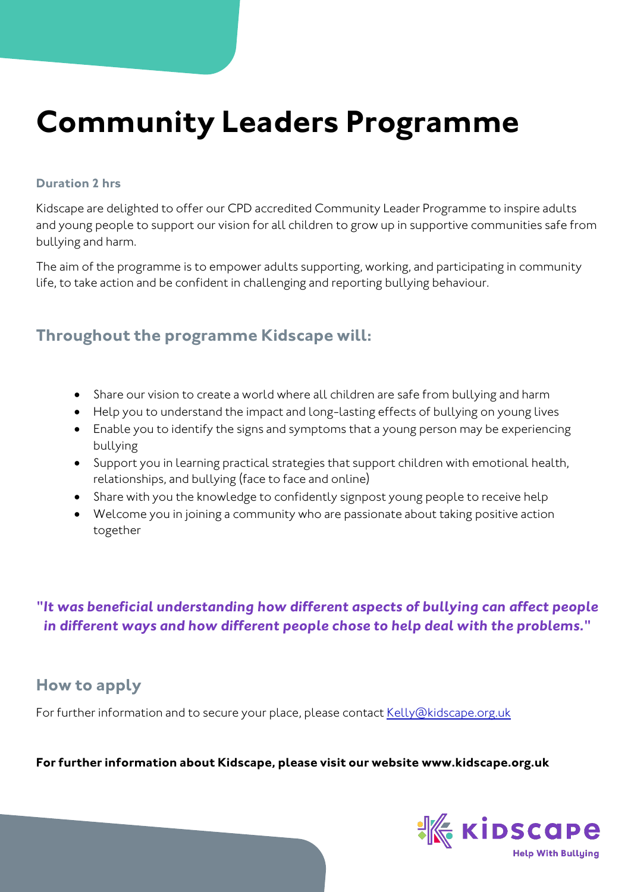# Community Leaders Programme

**Duration 2 hrs**

Kidscape are delighted to offer our CPD accredited Community Leader Programme to inspire adults and young people to support our vision for all children to grow up in supportive communities safe from bullying and harm.

The aim of the programme is to empower adults supporting, working, and participating in community life, to take action and be confident in challenging and reporting bullying behaviour.

## Throughout the programme Kidscape will:

- Share our vision to create a world where all children are safe from bullying and harm
- Help you to understand the impact and long-lasting effects of bullying on young lives
- Enable you to identify the signs and symptoms that a young person may be experiencing bullying
- Support you in learning practical strategies that support children with emotional health, relationships, and bullying (face to face and online)
- Share with you the knowledge to confidently signpost young people to receive help
- Welcome you in joining a community who are passionate about taking positive action together

***"It was beneficial understanding how different aspects of bullying can affect people in different ways and how different people chose to help deal with the problems."***

## How to apply

For further information and to secure your place, please contact Kelly@kidscape.org.uk

**For further information about Kidscape, please visit our website www.kidscape.org.uk**

Kidscape
Help With Bullying